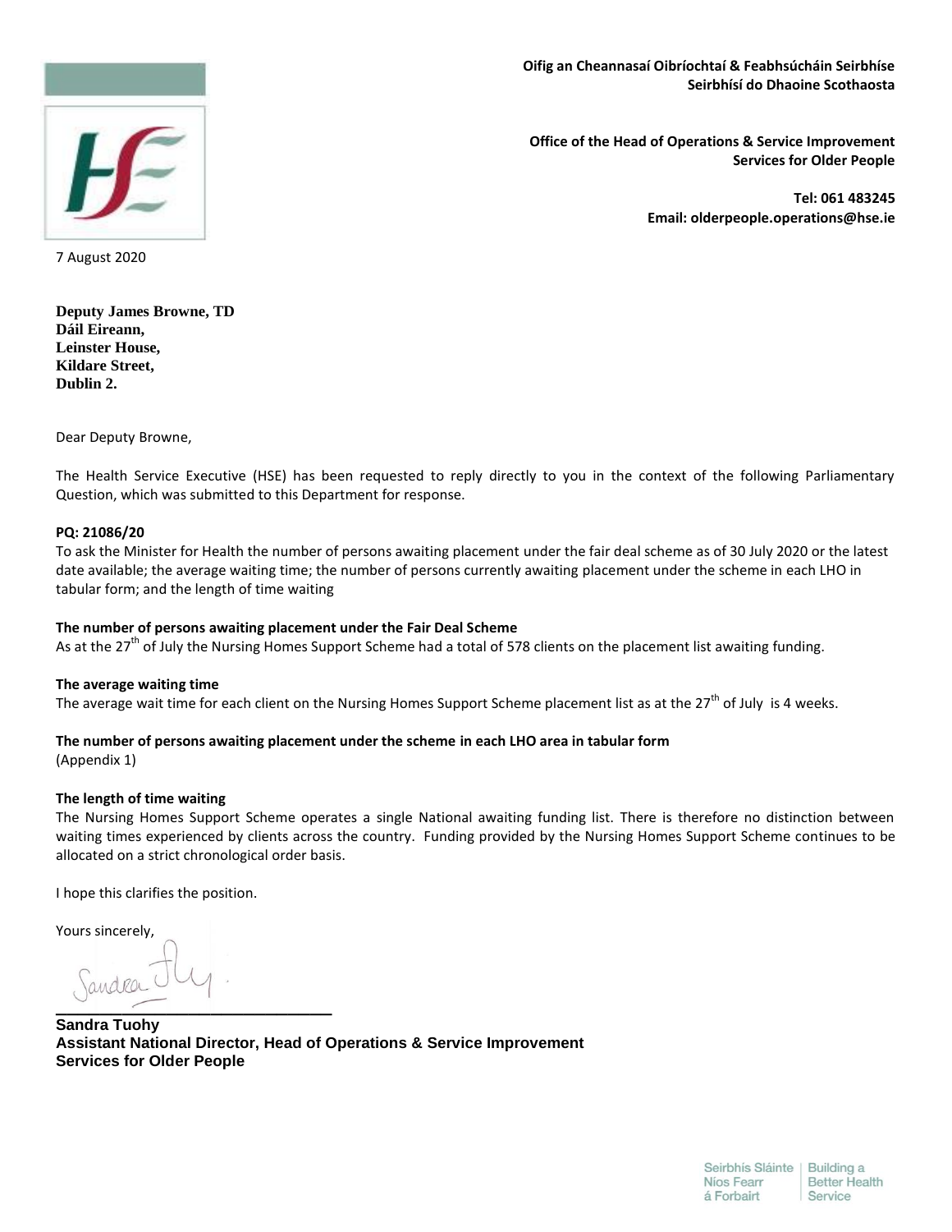**Oifig an Cheannasaí Oibríochtaí & Feabhsúcháin Seirbhíse**
**Seirbhísí do Dhaoine Scothaosta**

**Office of the Head of Operations & Service Improvement**
**Services for Older People**

**Tel: 061 483245**
**Email: olderpeople.operations@hse.ie**

7 August 2020

**Deputy James Browne, TD**
**Dáil Eireann,**
**Leinster House,**
**Kildare Street,**
**Dublin 2.**

Dear Deputy Browne,

The Health Service Executive (HSE) has been requested to reply directly to you in the context of the following Parliamentary Question, which was submitted to this Department for response.

**PQ: 21086/20**
To ask the Minister for Health the number of persons awaiting placement under the fair deal scheme as of 30 July 2020 or the latest date available; the average waiting time; the number of persons currently awaiting placement under the scheme in each LHO in tabular form; and the length of time waiting

**The number of persons awaiting placement under the Fair Deal Scheme**
As at the 27th of July the Nursing Homes Support Scheme had a total of 578 clients on the placement list awaiting funding.

**The average waiting time**
The average wait time for each client on the Nursing Homes Support Scheme placement list as at the 27th of July is 4 weeks.

**The number of persons awaiting placement under the scheme in each LHO area in tabular form**
(Appendix 1)

**The length of time waiting**
The Nursing Homes Support Scheme operates a single National awaiting funding list. There is therefore no distinction between waiting times experienced by clients across the country. Funding provided by the Nursing Homes Support Scheme continues to be allocated on a strict chronological order basis.

I hope this clarifies the position.

Yours sincerely,

**Sandra Tuohy**
**Assistant National Director, Head of Operations & Service Improvement**
**Services for Older People**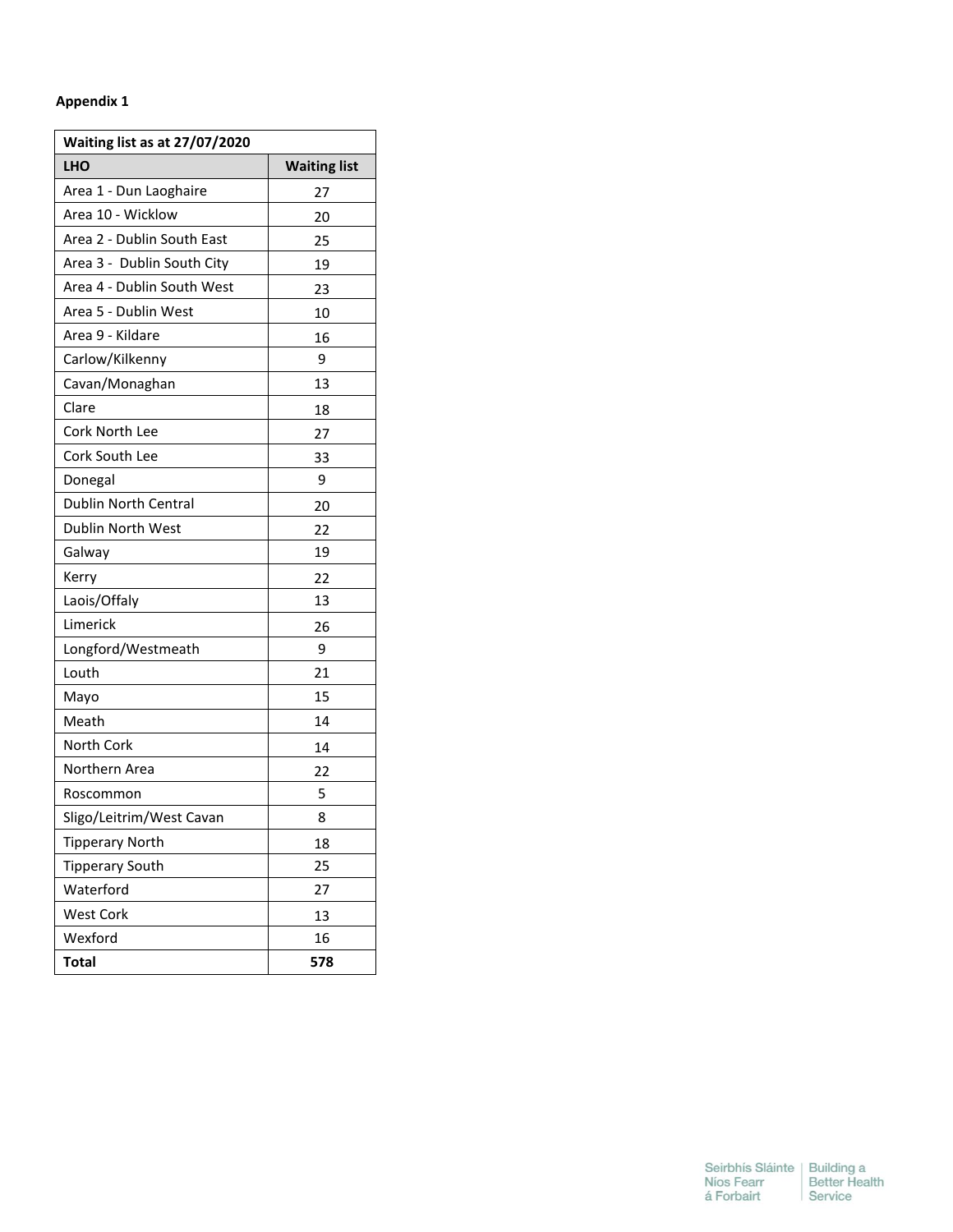**Appendix 1**

| Waiting list as at 27/07/2020 | |
|---|---|
| **LHO** | **Waiting list** |
| Area 1 - Dun Laoghaire | 27 |
| Area 10 - Wicklow | 20 |
| Area 2 - Dublin South East | 25 |
| Area 3 - Dublin South City | 19 |
| Area 4 - Dublin South West | 23 |
| Area 5 - Dublin West | 10 |
| Area 9 - Kildare | 16 |
| Carlow/Kilkenny | 9 |
| Cavan/Monaghan | 13 |
| Clare | 18 |
| Cork North Lee | 27 |
| Cork South Lee | 33 |
| Donegal | 9 |
| Dublin North Central | 20 |
| Dublin North West | 22 |
| Galway | 19 |
| Kerry | 22 |
| Laois/Offaly | 13 |
| Limerick | 26 |
| Longford/Westmeath | 9 |
| Louth | 21 |
| Mayo | 15 |
| Meath | 14 |
| North Cork | 14 |
| Northern Area | 22 |
| Roscommon | 5 |
| Sligo/Leitrim/West Cavan | 8 |
| Tipperary North | 18 |
| Tipperary South | 25 |
| Waterford | 27 |
| West Cork | 13 |
| Wexford | 16 |
| **Total** | **578** |